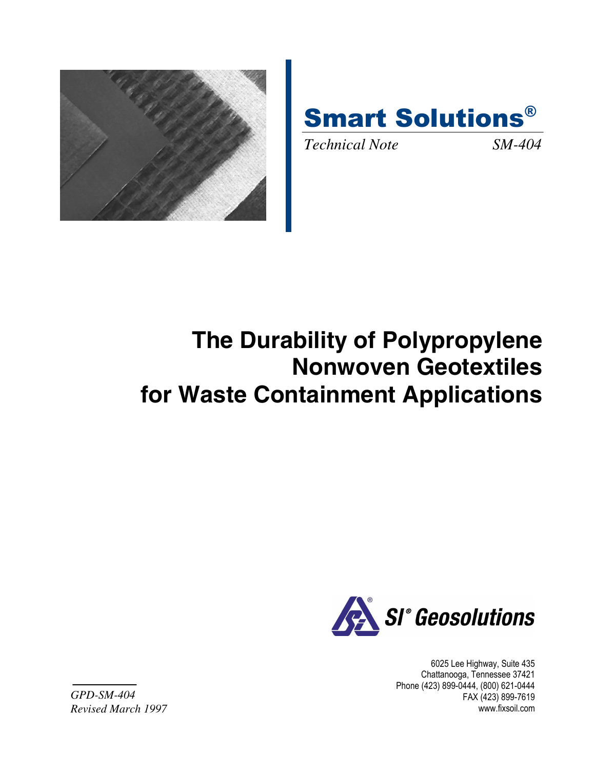# Smart Solutions®

*Technical Note* *SM-404*

# The Durability of Polypropylene Nonwoven Geotextiles for Waste Containment Applications

SI® Geosolutions

6025 Lee Highway, Suite 435
Chattanooga, Tennessee 37421
Phone (423) 899-0444, (800) 621-0444
FAX (423) 899-7619
www.fixsoil.com

*GPD-SM-404*
*Revised March 1997*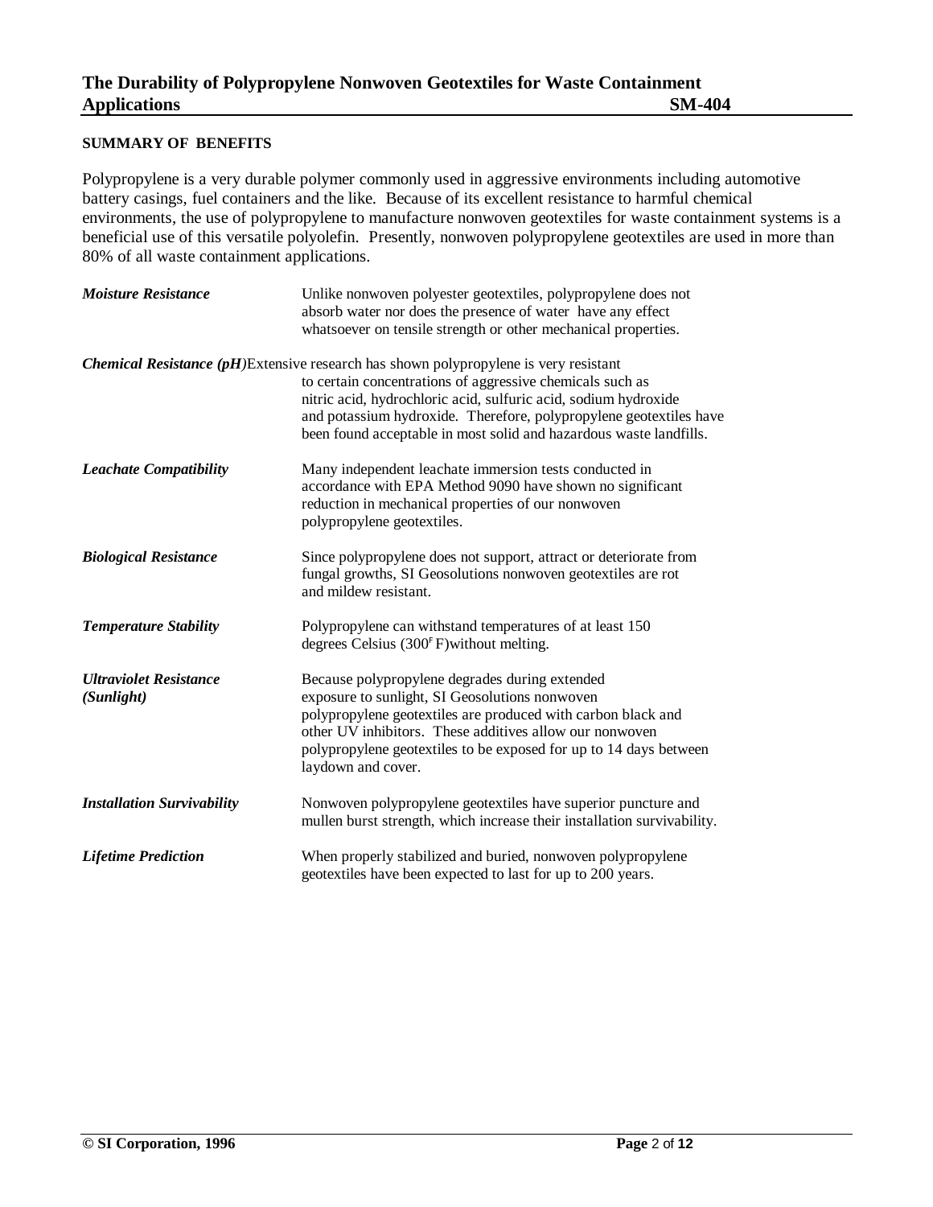## The Durability of Polypropylene Nonwoven Geotextiles for Waste Containment Applications — SM-404

### SUMMARY OF BENEFITS

Polypropylene is a very durable polymer commonly used in aggressive environments including automotive battery casings, fuel containers and the like. Because of its excellent resistance to harmful chemical environments, the use of polypropylene to manufacture nonwoven geotextiles for waste containment systems is a beneficial use of this versatile polyolefin. Presently, nonwoven polypropylene geotextiles are used in more than 80% of all waste containment applications.

***Moisture Resistance*** — Unlike nonwoven polyester geotextiles, polypropylene does not absorb water nor does the presence of water have any effect whatsoever on tensile strength or other mechanical properties.

***Chemical Resistance (pH)*** — Extensive research has shown polypropylene is very resistant to certain concentrations of aggressive chemicals such as nitric acid, hydrochloric acid, sulfuric acid, sodium hydroxide and potassium hydroxide. Therefore, polypropylene geotextiles have been found acceptable in most solid and hazardous waste landfills.

***Leachate Compatibility*** — Many independent leachate immersion tests conducted in accordance with EPA Method 9090 have shown no significant reduction in mechanical properties of our nonwoven polypropylene geotextiles.

***Biological Resistance*** — Since polypropylene does not support, attract or deteriorate from fungal growths, SI Geosolutions nonwoven geotextiles are rot and mildew resistant.

***Temperature Stability*** — Polypropylene can withstand temperatures of at least 150 degrees Celsius (300° F) without melting.

***Ultraviolet Resistance (Sunlight)*** — Because polypropylene degrades during extended exposure to sunlight, SI Geosolutions nonwoven polypropylene geotextiles are produced with carbon black and other UV inhibitors. These additives allow our nonwoven polypropylene geotextiles to be exposed for up to 14 days between laydown and cover.

***Installation Survivability*** — Nonwoven polypropylene geotextiles have superior puncture and mullen burst strength, which increase their installation survivability.

***Lifetime Prediction*** — When properly stabilized and buried, nonwoven polypropylene geotextiles have been expected to last for up to 200 years.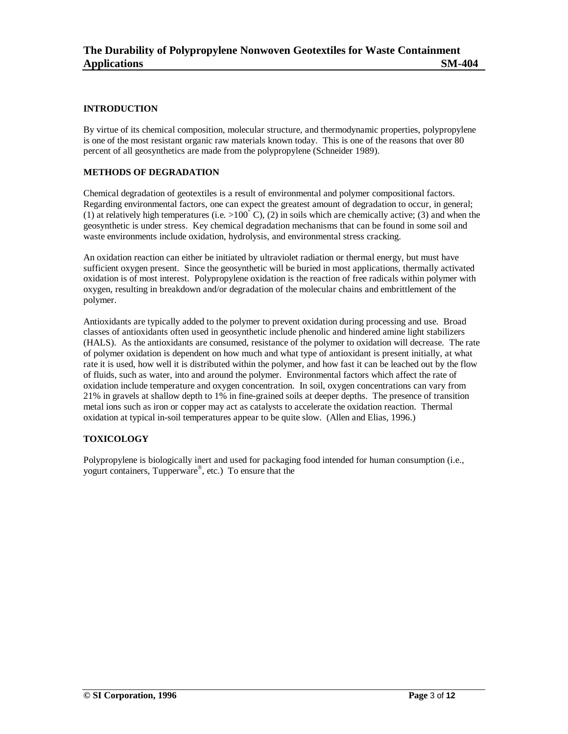## INTRODUCTION

By virtue of its chemical composition, molecular structure, and thermodynamic properties, polypropylene is one of the most resistant organic raw materials known today. This is one of the reasons that over 80 percent of all geosynthetics are made from the polypropylene (Schneider 1989).

## METHODS OF DEGRADATION

Chemical degradation of geotextiles is a result of environmental and polymer compositional factors. Regarding environmental factors, one can expect the greatest amount of degradation to occur, in general; (1) at relatively high temperatures (i.e. >100° C), (2) in soils which are chemically active; (3) and when the geosynthetic is under stress. Key chemical degradation mechanisms that can be found in some soil and waste environments include oxidation, hydrolysis, and environmental stress cracking.

An oxidation reaction can either be initiated by ultraviolet radiation or thermal energy, but must have sufficient oxygen present. Since the geosynthetic will be buried in most applications, thermally activated oxidation is of most interest. Polypropylene oxidation is the reaction of free radicals within polymer with oxygen, resulting in breakdown and/or degradation of the molecular chains and embrittlement of the polymer.

Antioxidants are typically added to the polymer to prevent oxidation during processing and use. Broad classes of antioxidants often used in geosynthetic include phenolic and hindered amine light stabilizers (HALS). As the antioxidants are consumed, resistance of the polymer to oxidation will decrease. The rate of polymer oxidation is dependent on how much and what type of antioxidant is present initially, at what rate it is used, how well it is distributed within the polymer, and how fast it can be leached out by the flow of fluids, such as water, into and around the polymer. Environmental factors which affect the rate of oxidation include temperature and oxygen concentration. In soil, oxygen concentrations can vary from 21% in gravels at shallow depth to 1% in fine-grained soils at deeper depths. The presence of transition metal ions such as iron or copper may act as catalysts to accelerate the oxidation reaction. Thermal oxidation at typical in-soil temperatures appear to be quite slow. (Allen and Elias, 1996.)

## TOXICOLOGY

Polypropylene is biologically inert and used for packaging food intended for human consumption (i.e., yogurt containers, Tupperware®, etc.) To ensure that the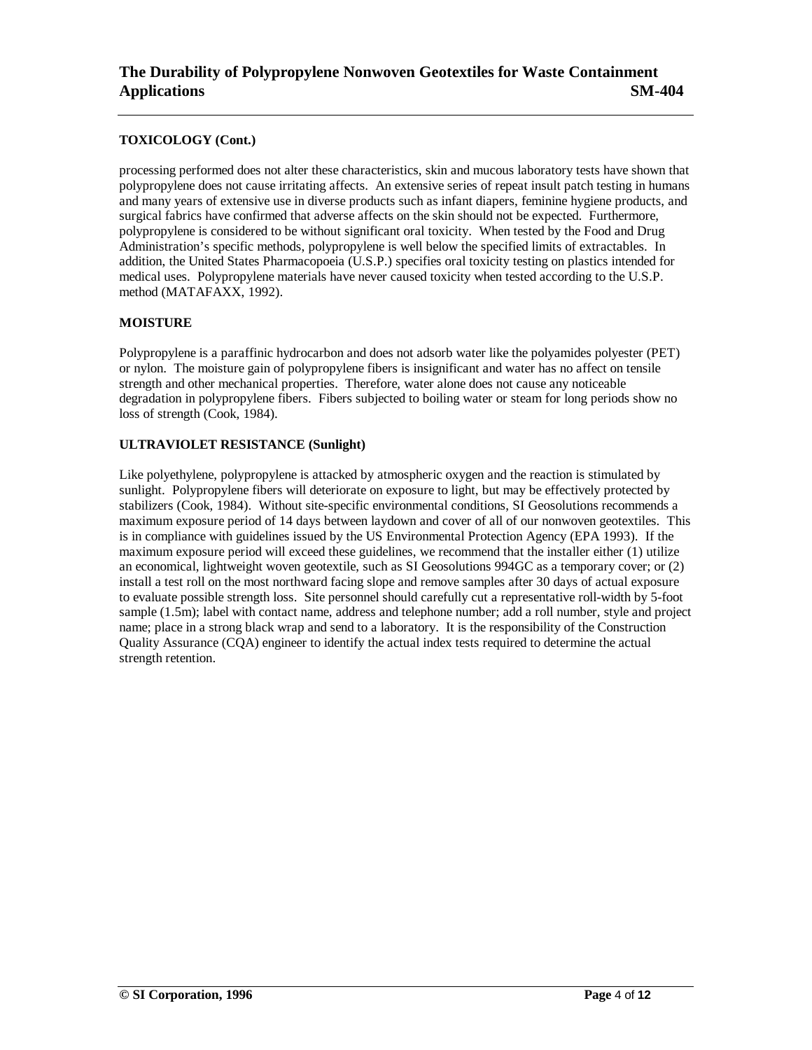### TOXICOLOGY (Cont.)

processing performed does not alter these characteristics, skin and mucous laboratory tests have shown that polypropylene does not cause irritating affects. An extensive series of repeat insult patch testing in humans and many years of extensive use in diverse products such as infant diapers, feminine hygiene products, and surgical fabrics have confirmed that adverse affects on the skin should not be expected. Furthermore, polypropylene is considered to be without significant oral toxicity. When tested by the Food and Drug Administration's specific methods, polypropylene is well below the specified limits of extractables. In addition, the United States Pharmacopoeia (U.S.P.) specifies oral toxicity testing on plastics intended for medical uses. Polypropylene materials have never caused toxicity when tested according to the U.S.P. method (MATAFAXX, 1992).

### MOISTURE

Polypropylene is a paraffinic hydrocarbon and does not adsorb water like the polyamides polyester (PET) or nylon. The moisture gain of polypropylene fibers is insignificant and water has no affect on tensile strength and other mechanical properties. Therefore, water alone does not cause any noticeable degradation in polypropylene fibers. Fibers subjected to boiling water or steam for long periods show no loss of strength (Cook, 1984).

### ULTRAVIOLET RESISTANCE (Sunlight)

Like polyethylene, polypropylene is attacked by atmospheric oxygen and the reaction is stimulated by sunlight. Polypropylene fibers will deteriorate on exposure to light, but may be effectively protected by stabilizers (Cook, 1984). Without site-specific environmental conditions, SI Geosolutions recommends a maximum exposure period of 14 days between laydown and cover of all of our nonwoven geotextiles. This is in compliance with guidelines issued by the US Environmental Protection Agency (EPA 1993). If the maximum exposure period will exceed these guidelines, we recommend that the installer either (1) utilize an economical, lightweight woven geotextile, such as SI Geosolutions 994GC as a temporary cover; or (2) install a test roll on the most northward facing slope and remove samples after 30 days of actual exposure to evaluate possible strength loss. Site personnel should carefully cut a representative roll-width by 5-foot sample (1.5m); label with contact name, address and telephone number; add a roll number, style and project name; place in a strong black wrap and send to a laboratory. It is the responsibility of the Construction Quality Assurance (CQA) engineer to identify the actual index tests required to determine the actual strength retention.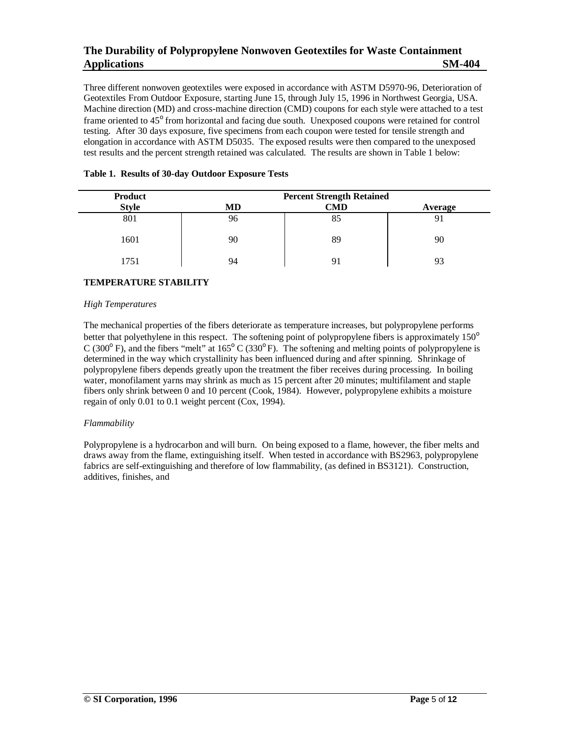Three different nonwoven geotextiles were exposed in accordance with ASTM D5970-96, Deterioration of Geotextiles From Outdoor Exposure, starting June 15, through July 15, 1996 in Northwest Georgia, USA. Machine direction (MD) and cross-machine direction (CMD) coupons for each style were attached to a test frame oriented to 45° from horizontal and facing due south. Unexposed coupons were retained for control testing. After 30 days exposure, five specimens from each coupon were tested for tensile strength and elongation in accordance with ASTM D5035. The exposed results were then compared to the unexposed test results and the percent strength retained was calculated. The results are shown in Table 1 below:

**Table 1. Results of 30-day Outdoor Exposure Tests**

| Product Style | Percent Strength Retained MD | CMD | Average |
|---|---|---|---|
| 801 | 96 | 85 | 91 |
| 1601 | 90 | 89 | 90 |
| 1751 | 94 | 91 | 93 |

## TEMPERATURE STABILITY

### *High Temperatures*

The mechanical properties of the fibers deteriorate as temperature increases, but polypropylene performs better that polyethylene in this respect. The softening point of polypropylene fibers is approximately 150° C (300° F), and the fibers "melt" at 165° C (330° F). The softening and melting points of polypropylene is determined in the way which crystallinity has been influenced during and after spinning. Shrinkage of polypropylene fibers depends greatly upon the treatment the fiber receives during processing. In boiling water, monofilament yarns may shrink as much as 15 percent after 20 minutes; multifilament and staple fibers only shrink between 0 and 10 percent (Cook, 1984). However, polypropylene exhibits a moisture regain of only 0.01 to 0.1 weight percent (Cox, 1994).

### *Flammability*

Polypropylene is a hydrocarbon and will burn. On being exposed to a flame, however, the fiber melts and draws away from the flame, extinguishing itself. When tested in accordance with BS2963, polypropylene fabrics are self-extinguishing and therefore of low flammability, (as defined in BS3121). Construction, additives, finishes, and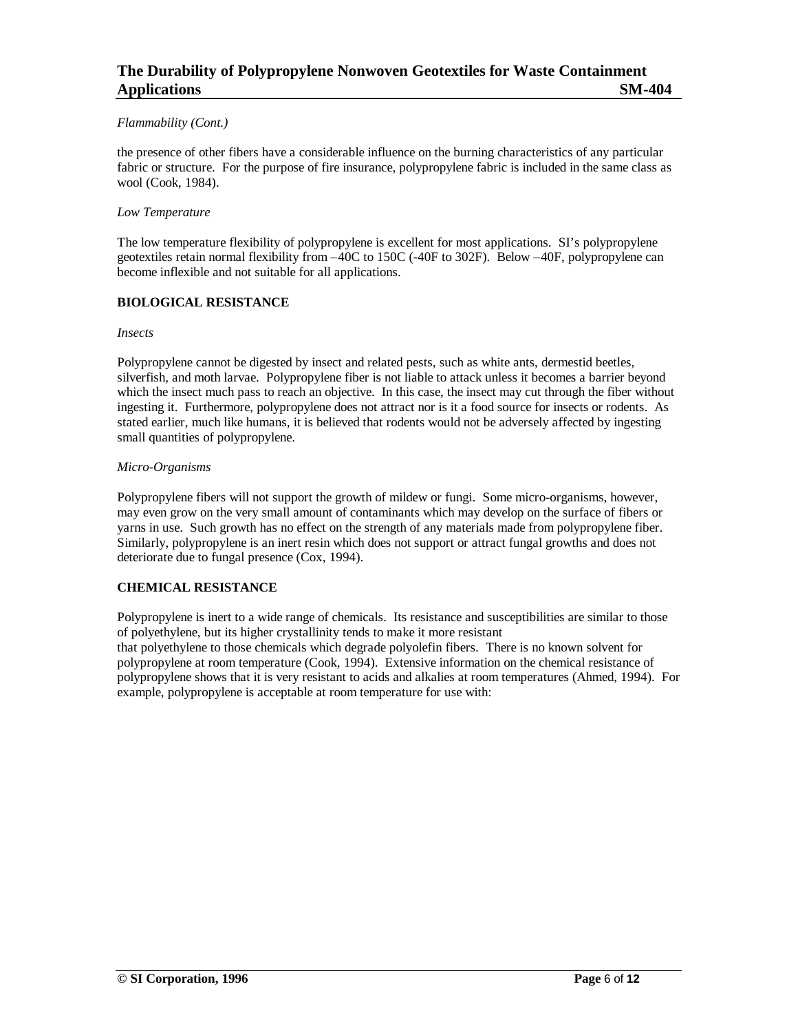*Flammability (Cont.)*

the presence of other fibers have a considerable influence on the burning characteristics of any particular fabric or structure. For the purpose of fire insurance, polypropylene fabric is included in the same class as wool (Cook, 1984).

*Low Temperature*

The low temperature flexibility of polypropylene is excellent for most applications. SI's polypropylene geotextiles retain normal flexibility from –40C to 150C (-40F to 302F). Below –40F, polypropylene can become inflexible and not suitable for all applications.

**BIOLOGICAL RESISTANCE**

*Insects*

Polypropylene cannot be digested by insect and related pests, such as white ants, dermestid beetles, silverfish, and moth larvae. Polypropylene fiber is not liable to attack unless it becomes a barrier beyond which the insect much pass to reach an objective. In this case, the insect may cut through the fiber without ingesting it. Furthermore, polypropylene does not attract nor is it a food source for insects or rodents. As stated earlier, much like humans, it is believed that rodents would not be adversely affected by ingesting small quantities of polypropylene.

*Micro-Organisms*

Polypropylene fibers will not support the growth of mildew or fungi. Some micro-organisms, however, may even grow on the very small amount of contaminants which may develop on the surface of fibers or yarns in use. Such growth has no effect on the strength of any materials made from polypropylene fiber. Similarly, polypropylene is an inert resin which does not support or attract fungal growths and does not deteriorate due to fungal presence (Cox, 1994).

**CHEMICAL RESISTANCE**

Polypropylene is inert to a wide range of chemicals. Its resistance and susceptibilities are similar to those of polyethylene, but its higher crystallinity tends to make it more resistant that polyethylene to those chemicals which degrade polyolefin fibers. There is no known solvent for polypropylene at room temperature (Cook, 1994). Extensive information on the chemical resistance of polypropylene shows that it is very resistant to acids and alkalies at room temperatures (Ahmed, 1994). For example, polypropylene is acceptable at room temperature for use with: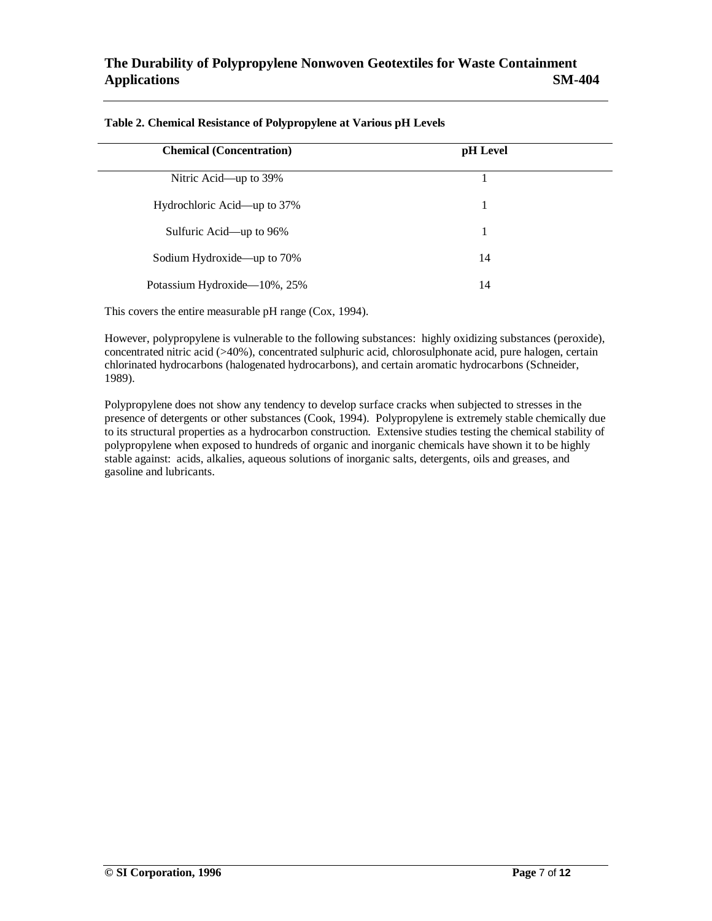**Table 2. Chemical Resistance of Polypropylene at Various pH Levels**

| Chemical (Concentration) | pH Level |
|---|---|
| Nitric Acid—up to 39% | 1 |
| Hydrochloric Acid—up to 37% | 1 |
| Sulfuric Acid—up to 96% | 1 |
| Sodium Hydroxide—up to 70% | 14 |
| Potassium Hydroxide—10%, 25% | 14 |

This covers the entire measurable pH range (Cox, 1994).

However, polypropylene is vulnerable to the following substances: highly oxidizing substances (peroxide), concentrated nitric acid (>40%), concentrated sulphuric acid, chlorosulphonate acid, pure halogen, certain chlorinated hydrocarbons (halogenated hydrocarbons), and certain aromatic hydrocarbons (Schneider, 1989).

Polypropylene does not show any tendency to develop surface cracks when subjected to stresses in the presence of detergents or other substances (Cook, 1994). Polypropylene is extremely stable chemically due to its structural properties as a hydrocarbon construction. Extensive studies testing the chemical stability of polypropylene when exposed to hundreds of organic and inorganic chemicals have shown it to be highly stable against: acids, alkalies, aqueous solutions of inorganic salts, detergents, oils and greases, and gasoline and lubricants.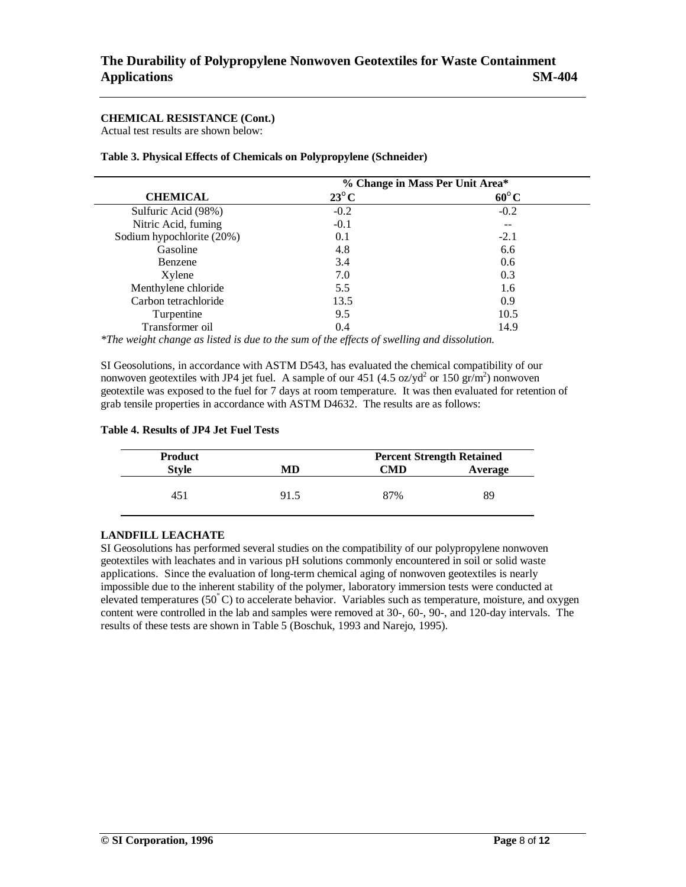**CHEMICAL RESISTANCE (Cont.)**

Actual test results are shown below:

**Table 3. Physical Effects of Chemicals on Polypropylene (Schneider)**

| | % Change in Mass Per Unit Area* | |
|---|---|---|
| **CHEMICAL** | **23°C** | **60°C** |
| Sulfuric Acid (98%) | -0.2 | -0.2 |
| Nitric Acid, fuming | -0.1 | -- |
| Sodium hypochlorite (20%) | 0.1 | -2.1 |
| Gasoline | 4.8 | 6.6 |
| Benzene | 3.4 | 0.6 |
| Xylene | 7.0 | 0.3 |
| Menthylene chloride | 5.5 | 1.6 |
| Carbon tetrachloride | 13.5 | 0.9 |
| Turpentine | 9.5 | 10.5 |
| Transformer oil | 0.4 | 14.9 |

*\*The weight change as listed is due to the sum of the effects of swelling and dissolution.*

SI Geosolutions, in accordance with ASTM D543, has evaluated the chemical compatibility of our nonwoven geotextiles with JP4 jet fuel. A sample of our 451 (4.5 oz/yd$^2$ or 150 gr/m$^2$) nonwoven geotextile was exposed to the fuel for 7 days at room temperature. It was then evaluated for retention of grab tensile properties in accordance with ASTM D4632. The results are as follows:

**Table 4. Results of JP4 Jet Fuel Tests**

| Product | Percent Strength Retained | | |
|---|---|---|---|
| **Style** | **MD** | **CMD** | **Average** |
| 451 | 91.5 | 87% | 89 |

**LANDFILL LEACHATE**

SI Geosolutions has performed several studies on the compatibility of our polypropylene nonwoven geotextiles with leachates and in various pH solutions commonly encountered in soil or solid waste applications. Since the evaluation of long-term chemical aging of nonwoven geotextiles is nearly impossible due to the inherent stability of the polymer, laboratory immersion tests were conducted at elevated temperatures (50°C) to accelerate behavior. Variables such as temperature, moisture, and oxygen content were controlled in the lab and samples were removed at 30-, 60-, 90-, and 120-day intervals. The results of these tests are shown in Table 5 (Boschuk, 1993 and Narejo, 1995).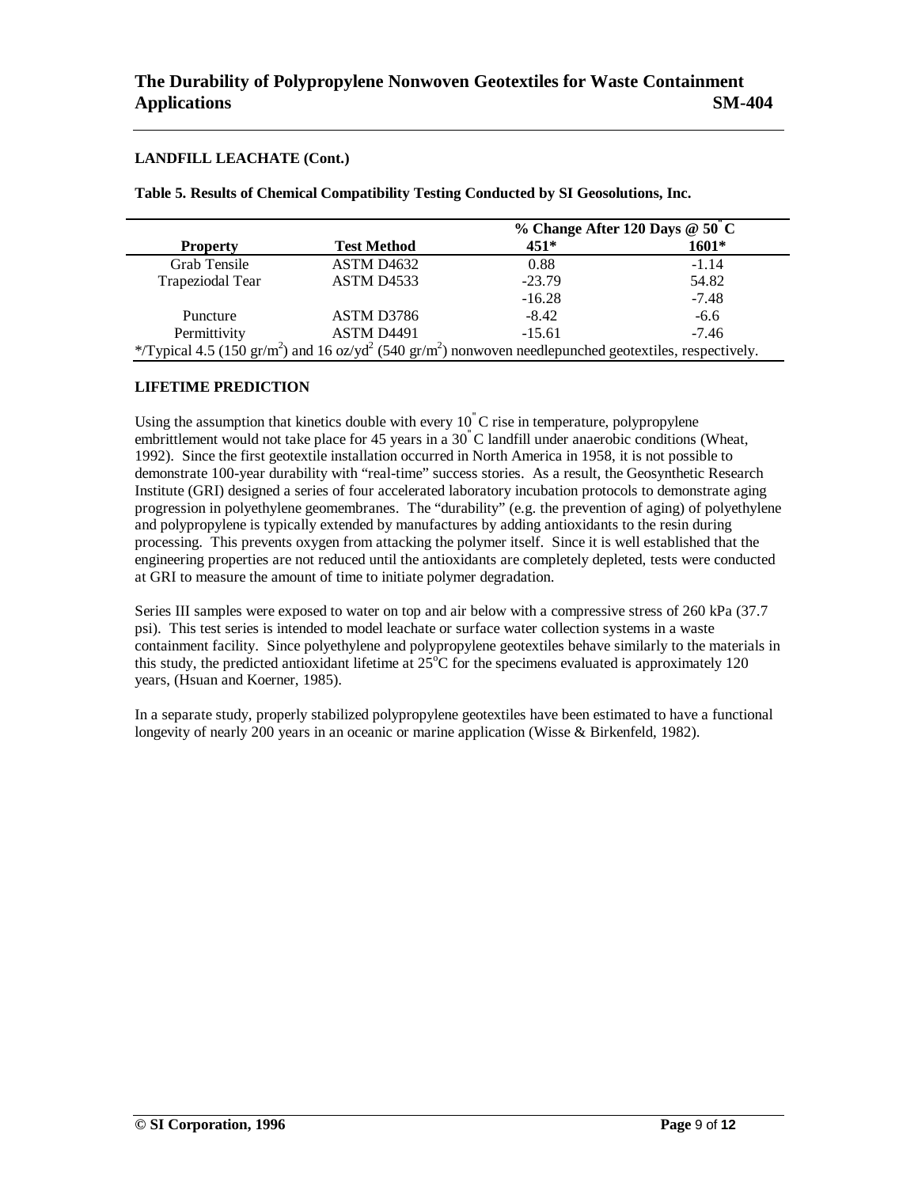**LANDFILL LEACHATE (Cont.)**

**Table 5. Results of Chemical Compatibility Testing Conducted by SI Geosolutions, Inc.**

| Property | Test Method | % Change After 120 Days @ 50° C | |
|---|---|---|---|
| | | 451* | 1601* |
| Grab Tensile | ASTM D4632 | 0.88 | -1.14 |
| Trapeziodal Tear | ASTM D4533 | -23.79 | 54.82 |
| | | -16.28 | -7.48 |
| Puncture | ASTM D3786 | -8.42 | -6.6 |
| Permittivity | ASTM D4491 | -15.61 | -7.46 |

*/Typical 4.5 (150 gr/$m^2$) and 16 oz/$yd^2$ (540 gr/$m^2$) nonwoven needlepunched geotextiles, respectively.

**LIFETIME PREDICTION**

Using the assumption that kinetics double with every 10° C rise in temperature, polypropylene embrittlement would not take place for 45 years in a 30° C landfill under anaerobic conditions (Wheat, 1992). Since the first geotextile installation occurred in North America in 1958, it is not possible to demonstrate 100-year durability with "real-time" success stories. As a result, the Geosynthetic Research Institute (GRI) designed a series of four accelerated laboratory incubation protocols to demonstrate aging progression in polyethylene geomembranes. The "durability" (e.g. the prevention of aging) of polyethylene and polypropylene is typically extended by manufactures by adding antioxidants to the resin during processing. This prevents oxygen from attacking the polymer itself. Since it is well established that the engineering properties are not reduced until the antioxidants are completely depleted, tests were conducted at GRI to measure the amount of time to initiate polymer degradation.

Series III samples were exposed to water on top and air below with a compressive stress of 260 kPa (37.7 psi). This test series is intended to model leachate or surface water collection systems in a waste containment facility. Since polyethylene and polypropylene geotextiles behave similarly to the materials in this study, the predicted antioxidant lifetime at 25°C for the specimens evaluated is approximately 120 years, (Hsuan and Koerner, 1985).

In a separate study, properly stabilized polypropylene geotextiles have been estimated to have a functional longevity of nearly 200 years in an oceanic or marine application (Wisse & Birkenfeld, 1982).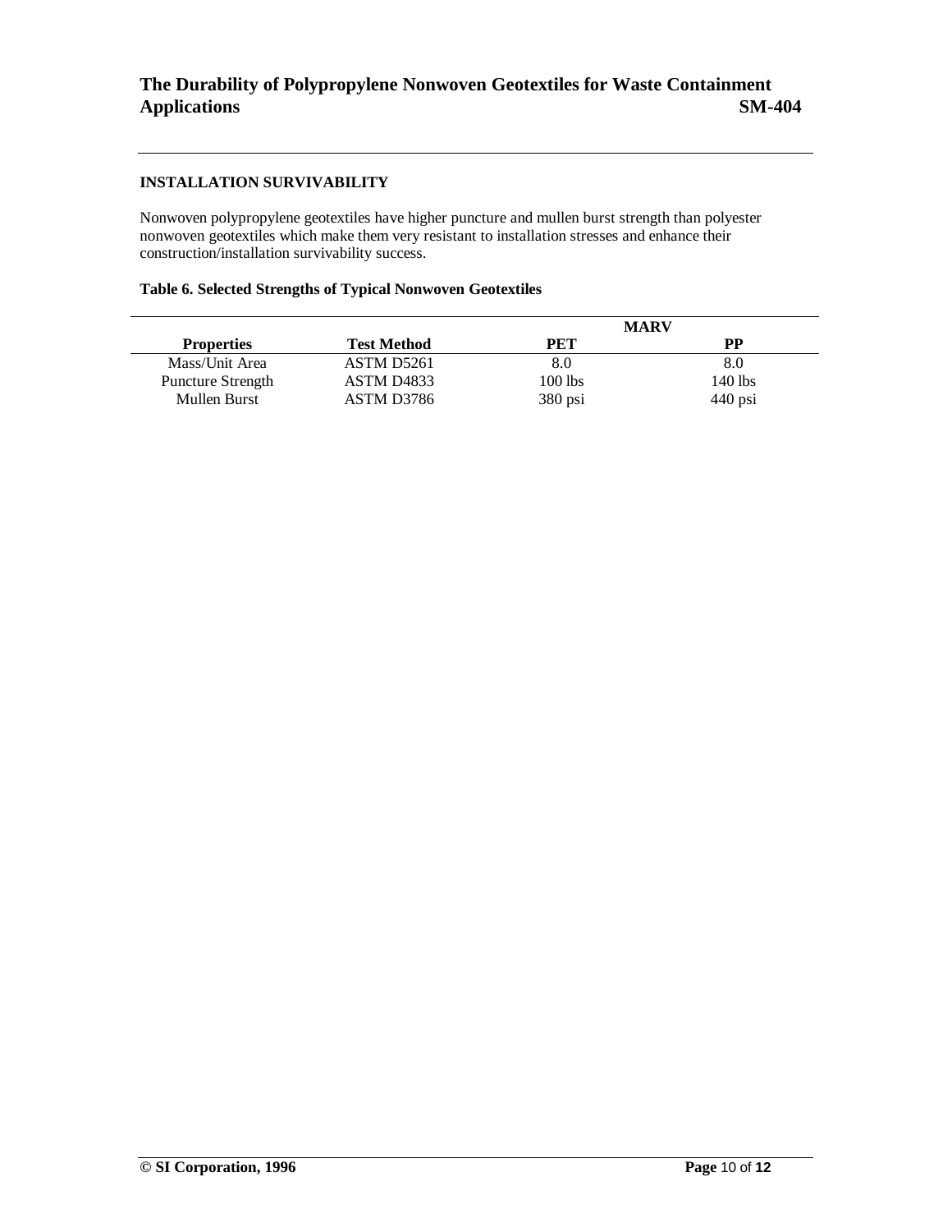## INSTALLATION SURVIVABILITY

Nonwoven polypropylene geotextiles have higher puncture and mullen burst strength than polyester nonwoven geotextiles which make them very resistant to installation stresses and enhance their construction/installation survivability success.

**Table 6. Selected Strengths of Typical Nonwoven Geotextiles**

| | | MARV | |
|---|---|---|---|
| **Properties** | **Test Method** | **PET** | **PP** |
| Mass/Unit Area | ASTM D5261 | 8.0 | 8.0 |
| Puncture Strength | ASTM D4833 | 100 lbs | 140 lbs |
| Mullen Burst | ASTM D3786 | 380 psi | 440 psi |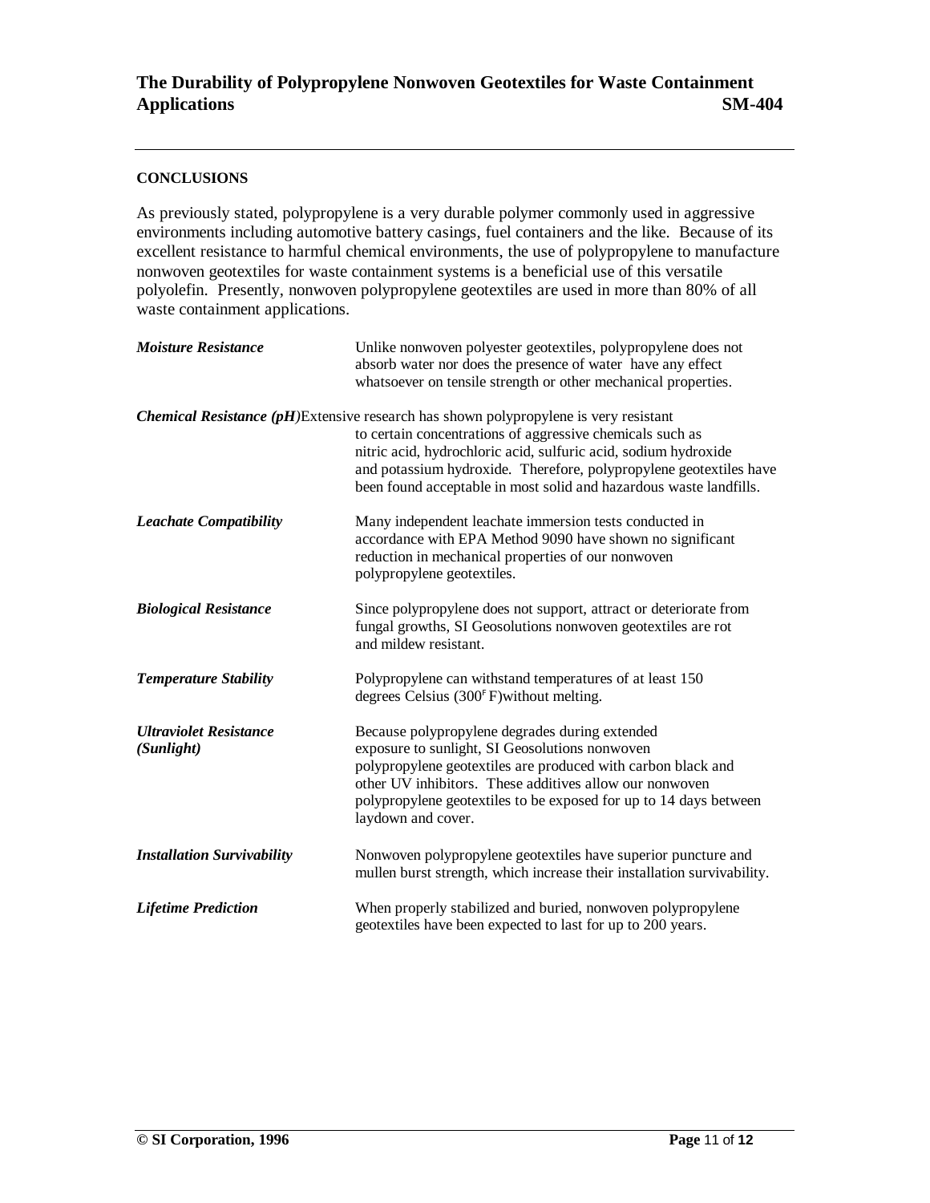## CONCLUSIONS

As previously stated, polypropylene is a very durable polymer commonly used in aggressive environments including automotive battery casings, fuel containers and the like. Because of its excellent resistance to harmful chemical environments, the use of polypropylene to manufacture nonwoven geotextiles for waste containment systems is a beneficial use of this versatile polyolefin. Presently, nonwoven polypropylene geotextiles are used in more than 80% of all waste containment applications.

***Moisture Resistance*** Unlike nonwoven polyester geotextiles, polypropylene does not absorb water nor does the presence of water have any effect whatsoever on tensile strength or other mechanical properties.

***Chemical Resistance (pH)*** Extensive research has shown polypropylene is very resistant to certain concentrations of aggressive chemicals such as nitric acid, hydrochloric acid, sulfuric acid, sodium hydroxide and potassium hydroxide. Therefore, polypropylene geotextiles have been found acceptable in most solid and hazardous waste landfills.

***Leachate Compatibility*** Many independent leachate immersion tests conducted in accordance with EPA Method 9090 have shown no significant reduction in mechanical properties of our nonwoven polypropylene geotextiles.

***Biological Resistance*** Since polypropylene does not support, attract or deteriorate from fungal growths, SI Geosolutions nonwoven geotextiles are rot and mildew resistant.

***Temperature Stability*** Polypropylene can withstand temperatures of at least 150 degrees Celsius (300°F) without melting.

***Ultraviolet Resistance (Sunlight)*** Because polypropylene degrades during extended exposure to sunlight, SI Geosolutions nonwoven polypropylene geotextiles are produced with carbon black and other UV inhibitors. These additives allow our nonwoven polypropylene geotextiles to be exposed for up to 14 days between laydown and cover.

***Installation Survivability*** Nonwoven polypropylene geotextiles have superior puncture and mullen burst strength, which increase their installation survivability.

***Lifetime Prediction*** When properly stabilized and buried, nonwoven polypropylene geotextiles have been expected to last for up to 200 years.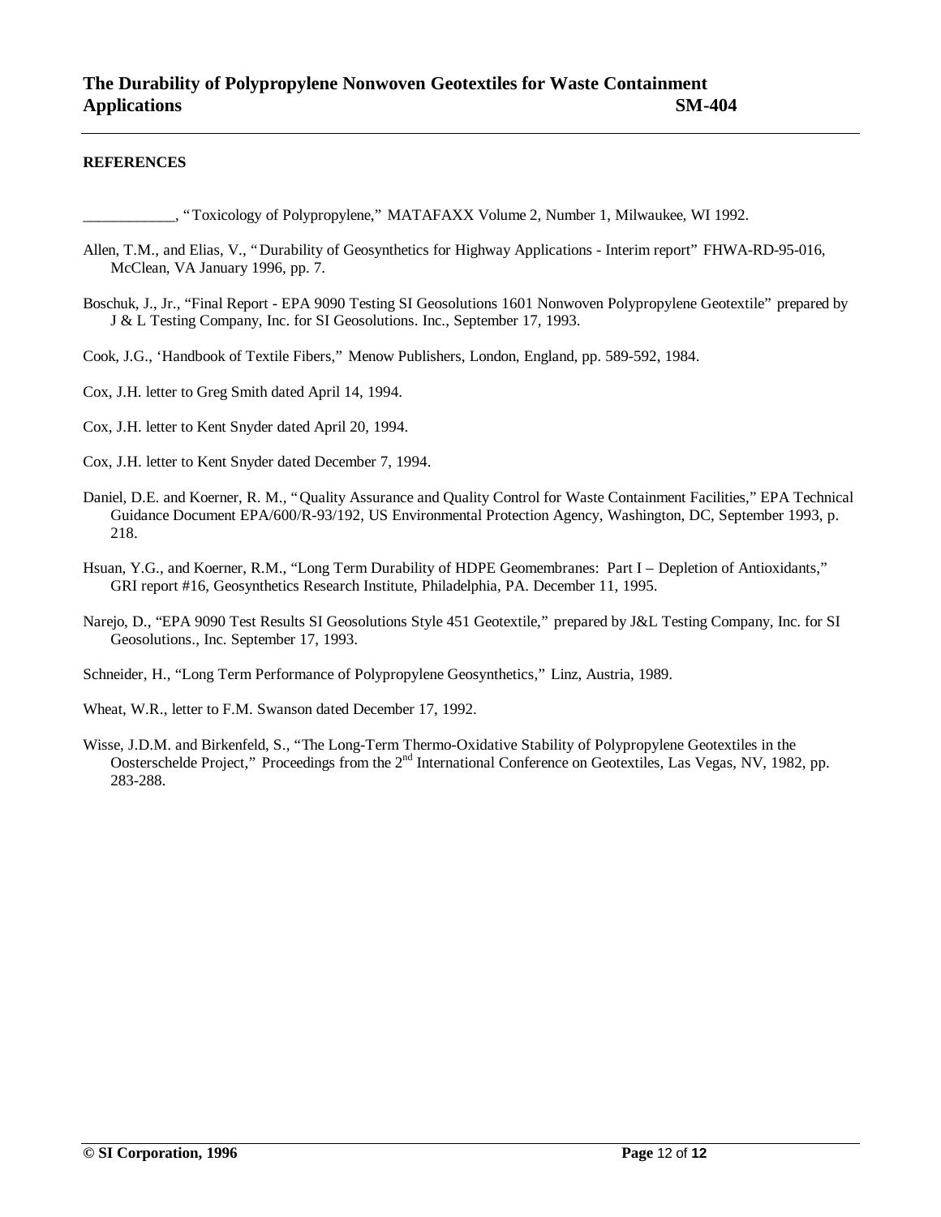**REFERENCES**

____________, "Toxicology of Polypropylene," MATAFAXX Volume 2, Number 1, Milwaukee, WI 1992.

Allen, T.M., and Elias, V., "Durability of Geosynthetics for Highway Applications - Interim report" FHWA-RD-95-016, McClean, VA January 1996, pp. 7.

Boschuk, J., Jr., "Final Report - EPA 9090 Testing SI Geosolutions 1601 Nonwoven Polypropylene Geotextile" prepared by J & L Testing Company, Inc. for SI Geosolutions. Inc., September 17, 1993.

Cook, J.G., 'Handbook of Textile Fibers," Menow Publishers, London, England, pp. 589-592, 1984.

Cox, J.H. letter to Greg Smith dated April 14, 1994.

Cox, J.H. letter to Kent Snyder dated April 20, 1994.

Cox, J.H. letter to Kent Snyder dated December 7, 1994.

Daniel, D.E. and Koerner, R. M., "Quality Assurance and Quality Control for Waste Containment Facilities," EPA Technical Guidance Document EPA/600/R-93/192, US Environmental Protection Agency, Washington, DC, September 1993, p. 218.

Hsuan, Y.G., and Koerner, R.M., "Long Term Durability of HDPE Geomembranes: Part I – Depletion of Antioxidants," GRI report #16, Geosynthetics Research Institute, Philadelphia, PA. December 11, 1995.

Narejo, D., "EPA 9090 Test Results SI Geosolutions Style 451 Geotextile," prepared by J&L Testing Company, Inc. for SI Geosolutions., Inc. September 17, 1993.

Schneider, H., "Long Term Performance of Polypropylene Geosynthetics," Linz, Austria, 1989.

Wheat, W.R., letter to F.M. Swanson dated December 17, 1992.

Wisse, J.D.M. and Birkenfeld, S., "The Long-Term Thermo-Oxidative Stability of Polypropylene Geotextiles in the Oosterschelde Project," Proceedings from the 2nd International Conference on Geotextiles, Las Vegas, NV, 1982, pp. 283-288.